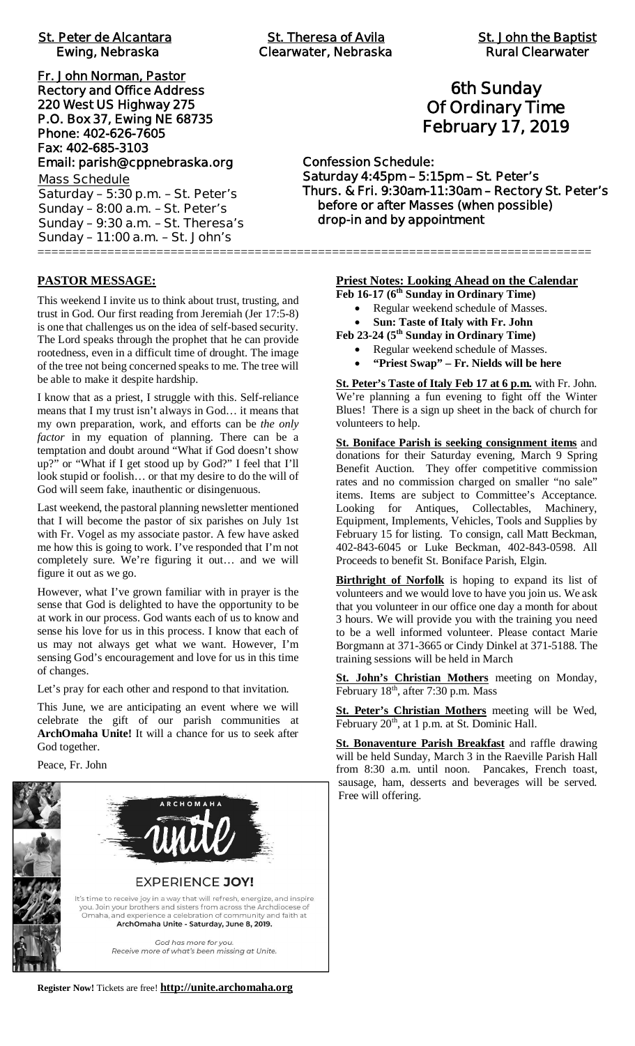**St. Peter de Alcantara**
Ewing, Nebraska

**St. Theresa of Avila**
Clearwater, Nebraska

**St. John the Baptist**
Rural Clearwater

**Fr. John Norman, Pastor**
Rectory and Office Address
220 West US Highway 275
P.O. Box 37, Ewing NE 68735
Phone: 402-626-7605
Fax: 402-685-3103
Email: parish@cppnebraska.org

Mass Schedule
Saturday – 5:30 p.m. – St. Peter's
Sunday – 8:00 a.m. – St. Peter's
Sunday – 9:30 a.m. – St. Theresa's
Sunday – 11:00 a.m. – St. John's

# 6th Sunday Of Ordinary Time February 17, 2019

Confession Schedule:
Saturday 4:45pm – 5:15pm – St. Peter's
Thurs. & Fri. 9:30am-11:30am – Rectory St. Peter's
before or after Masses (when possible)
drop-in and by appointment

## PASTOR MESSAGE:

This weekend I invite us to think about trust, trusting, and trust in God. Our first reading from Jeremiah (Jer 17:5-8) is one that challenges us on the idea of self-based security. The Lord speaks through the prophet that he can provide rootedness, even in a difficult time of drought. The image of the tree not being concerned speaks to me. The tree will be able to make it despite hardship.

I know that as a priest, I struggle with this. Self-reliance means that I my trust isn't always in God… it means that my own preparation, work, and efforts can be *the only factor* in my equation of planning. There can be a temptation and doubt around "What if God doesn't show up?" or "What if I get stood up by God?" I feel that I'll look stupid or foolish… or that my desire to do the will of God will seem fake, inauthentic or disingenuous.

Last weekend, the pastoral planning newsletter mentioned that I will become the pastor of six parishes on July 1st with Fr. Vogel as my associate pastor. A few have asked me how this is going to work. I've responded that I'm not completely sure. We're figuring it out… and we will figure it out as we go.

However, what I've grown familiar with in prayer is the sense that God is delighted to have the opportunity to be at work in our process. God wants each of us to know and sense his love for us in this process. I know that each of us may not always get what we want. However, I'm sensing God's encouragement and love for us in this time of changes.

Let's pray for each other and respond to that invitation.

This June, we are anticipating an event where we will celebrate the gift of our parish communities at **ArchOmaha Unite!** It will a chance for us to seek after God together.

Peace, Fr. John

ARCHOMAHA unite

EXPERIENCE **JOY!**

It's time to receive joy in a way that will refresh, energize, and inspire you. Join your brothers and sisters from across the Archdiocese of Omaha, and experience a celebration of community and faith at **ArchOmaha Unite - Saturday, June 8, 2019.**

*God has more for you.*
*Receive more of what's been missing at Unite.*

**Register Now!** Tickets are free! **http://unite.archomaha.org**

## Priest Notes: Looking Ahead on the Calendar

**Feb 16-17 (6th Sunday in Ordinary Time)**

- Regular weekend schedule of Masses.
- **Sun: Taste of Italy with Fr. John**

**Feb 23-24 (5th Sunday in Ordinary Time)**

- Regular weekend schedule of Masses.
- **"Priest Swap" – Fr. Nields will be here**

**St. Peter's Taste of Italy Feb 17 at 6 p.m.** with Fr. John. We're planning a fun evening to fight off the Winter Blues! There is a sign up sheet in the back of church for volunteers to help.

**St. Boniface Parish is seeking consignment items** and donations for their Saturday evening, March 9 Spring Benefit Auction. They offer competitive commission rates and no commission charged on smaller "no sale" items. Items are subject to Committee's Acceptance. Looking for Antiques, Collectables, Machinery, Equipment, Implements, Vehicles, Tools and Supplies by February 15 for listing. To consign, call Matt Beckman, 402-843-6045 or Luke Beckman, 402-843-0598. All Proceeds to benefit St. Boniface Parish, Elgin.

**Birthright of Norfolk** is hoping to expand its list of volunteers and we would love to have you join us. We ask that you volunteer in our office one day a month for about 3 hours. We will provide you with the training you need to be a well informed volunteer. Please contact Marie Borgmann at 371-3665 or Cindy Dinkel at 371-5188. The training sessions will be held in March

**St. John's Christian Mothers** meeting on Monday, February 18th, after 7:30 p.m. Mass

**St. Peter's Christian Mothers** meeting will be Wed, February 20th, at 1 p.m. at St. Dominic Hall.

**St. Bonaventure Parish Breakfast** and raffle drawing will be held Sunday, March 3 in the Raeville Parish Hall from 8:30 a.m. until noon. Pancakes, French toast, sausage, ham, desserts and beverages will be served. Free will offering.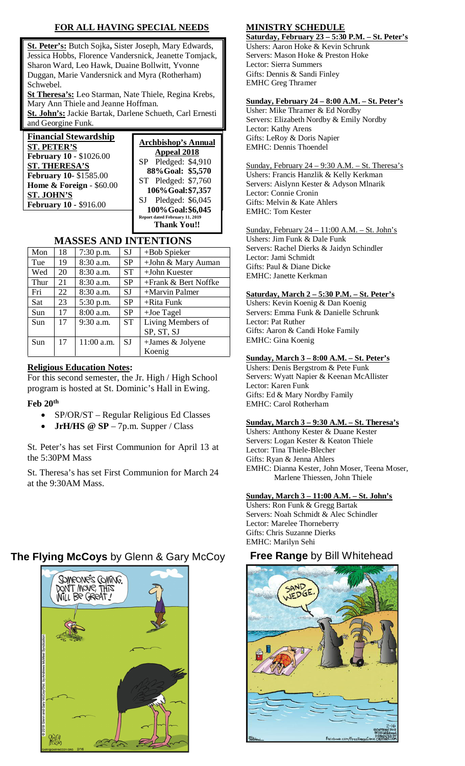## FOR ALL HAVING SPECIAL NEEDS

**St. Peter's:** Butch Sojka**,** Sister Joseph, Mary Edwards, Jessica Hobbs, Florence Vandersnick, Jeanette Tomjack, Sharon Ward, Leo Hawk, Duaine Bollwitt, Yvonne Duggan, Marie Vandersnick and Myra (Rotherham) Schwebel.

**St Theresa's:** Leo Starman, Nate Thiele, Regina Krebs, Mary Ann Thiele and Jeanne Hoffman.

**St. John's:** Jackie Bartak, Darlene Schueth, Carl Ernesti and Georgine Funk.

**Financial Stewardship**

**ST. PETER'S**
**February 10** - $1026.00

**ST. THERESA'S**
**February 10-** $1585.00
**Home & Foreign** - $60.00

**ST. JOHN'S**
**February 10** - $916.00

**Archbishop's Annual Appeal 2018**

SP Pledged: $4,910
**88%Goal: $5,570**

ST Pledged: $7,760
**106%Goal:$7,357**

SJ Pledged: $6,045
**100%Goal:$6,045**

Report dated February 11, 2019

**Thank You!!**

## MASSES AND INTENTIONS

| | | | | |
|---|---|---|---|---|
| Mon | 18 | 7:30 p.m. | SJ | +Bob Spieker |
| Tue | 19 | 8:30 a.m. | SP | +John & Mary Auman |
| Wed | 20 | 8:30 a.m. | ST | +John Kuester |
| Thur | 21 | 8:30 a.m. | SP | +Frank & Bert Noffke |
| Fri | 22 | 8:30 a.m. | SJ | +Marvin Palmer |
| Sat | 23 | 5:30 p.m. | SP | +Rita Funk |
| Sun | 17 | 8:00 a.m. | SP | +Joe Tagel |
| Sun | 17 | 9:30 a.m. | ST | Living Members of SP, ST, SJ |
| Sun | 17 | 11:00 a.m. | SJ | +James & Jolyene Koenig |

**Religious Education Notes:**

For this second semester, the Jr. High / High School program is hosted at St. Dominic's Hall in Ewing.

**Feb 20th**

- SP/OR/ST – Regular Religious Ed Classes
- **JrH/HS @ SP** – 7p.m. Supper / Class

St. Peter's has set First Communion for April 13 at the 5:30PM Mass

St. Theresa's has set First Communion for March 24 at the 9:30AM Mass.

## MINISTRY SCHEDULE

**Saturday, February 23 – 5:30 P.M. – St. Peter's**
Ushers: Aaron Hoke & Kevin Schrunk
Servers: Mason Hoke & Preston Hoke
Lector: Sierra Summers
Gifts: Dennis & Sandi Finley
EMHC Greg Thramer

**Sunday, February 24 – 8:00 A.M. – St. Peter's**
Usher: Mike Thramer & Ed Nordby
Servers: Elizabeth Nordby & Emily Nordby
Lector: Kathy Arens
Gifts: LeRoy & Doris Napier
EMHC: Dennis Thoendel

Sunday, February 24 – 9:30 A.M. – St. Theresa's
Ushers: Francis Hanzlik & Kelly Kerkman
Servers: Aislynn Kester & Adyson Mlnarik
Lector: Connie Cronin
Gifts: Melvin & Kate Ahlers
EMHC: Tom Kester

Sunday, February 24 – 11:00 A.M. – St. John's
Ushers: Jim Funk & Dale Funk
Servers: Rachel Dierks & Jaidyn Schindler
Lector: Jami Schmidt
Gifts: Paul & Diane Dicke
EMHC: Janette Kerkman

**Saturday, March 2 – 5:30 P.M. – St. Peter's**
Ushers: Kevin Koenig & Dan Koenig
Servers: Emma Funk & Danielle Schrunk
Lector: Pat Ruther
Gifts: Aaron & Candi Hoke Family
EMHC: Gina Koenig

**Sunday, March 3 – 8:00 A.M. – St. Peter's**
Ushers: Denis Bergstrom & Pete Funk
Servers: Wyatt Napier & Keenan McAllister
Lector: Karen Funk
Gifts: Ed & Mary Nordby Family
EMHC: Carol Rotherham

**Sunday, March 3 – 9:30 A.M. – St. Theresa's**
Ushers: Anthony Kester & Duane Kester
Servers: Logan Kester & Keaton Thiele
Lector: Tina Thiele-Blecher
Gifts: Ryan & Jenna Ahlers
EMHC: Dianna Kester, John Moser, Teena Moser, Marlene Thiessen, John Thiele

**Sunday, March 3 – 11:00 A.M. – St. John's**
Ushers: Ron Funk & Gregg Bartak
Servers: Noah Schmidt & Alec Schindler
Lector: Marelee Thorneberry
Gifts: Chris Suzanne Dierks
EMHC: Marilyn Sehi

**The Flying McCoys** by Glenn & Gary McCoy

**Free Range** by Bill Whitehead